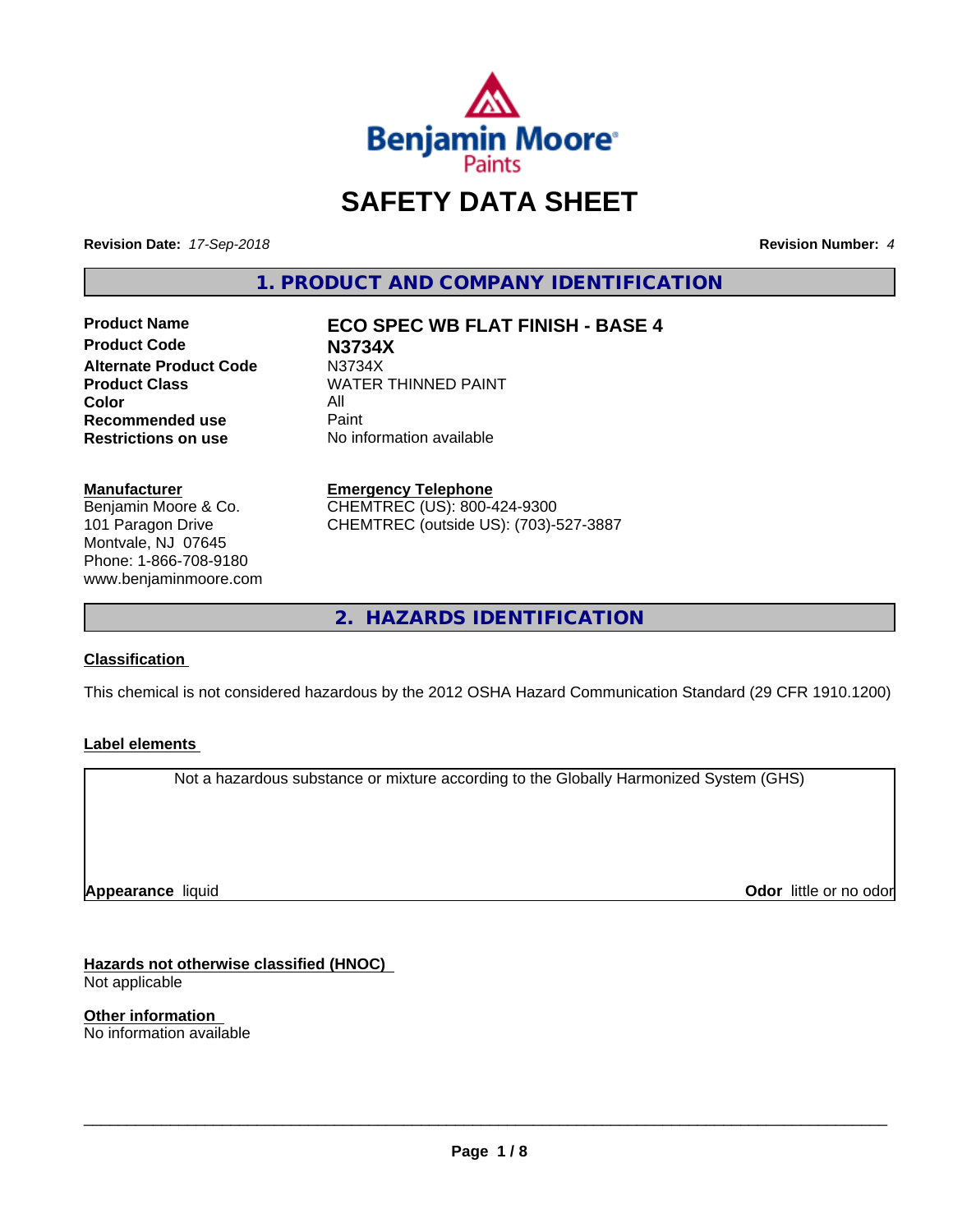# SAFETY DATA SHEET

**Revision Date:** *17-Sep-2018*

**Revision Number:** *4*

## 1. PRODUCT AND COMPANY IDENTIFICATION

| | |
|---|---|
| **Product Name** | **ECO SPEC WB FLAT FINISH - BASE 4** |
| **Product Code** | **N3734X** |
| **Alternate Product Code** | N3734X |
| **Product Class** | WATER THINNED PAINT |
| **Color** | All |
| **Recommended use** | Paint |
| **Restrictions on use** | No information available |

**Manufacturer**

Benjamin Moore & Co.
101 Paragon Drive
Montvale, NJ 07645
Phone: 1-866-708-9180
www.benjaminmoore.com

**Emergency Telephone**

CHEMTREC (US): 800-424-9300
CHEMTREC (outside US): (703)-527-3887

## 2. HAZARDS IDENTIFICATION

**Classification**

This chemical is not considered hazardous by the 2012 OSHA Hazard Communication Standard (29 CFR 1910.1200)

**Label elements**

Not a hazardous substance or mixture according to the Globally Harmonized System (GHS)

**Appearance** liquid

**Odor** little or no odor

**Hazards not otherwise classified (HNOC)**

Not applicable

**Other information**

No information available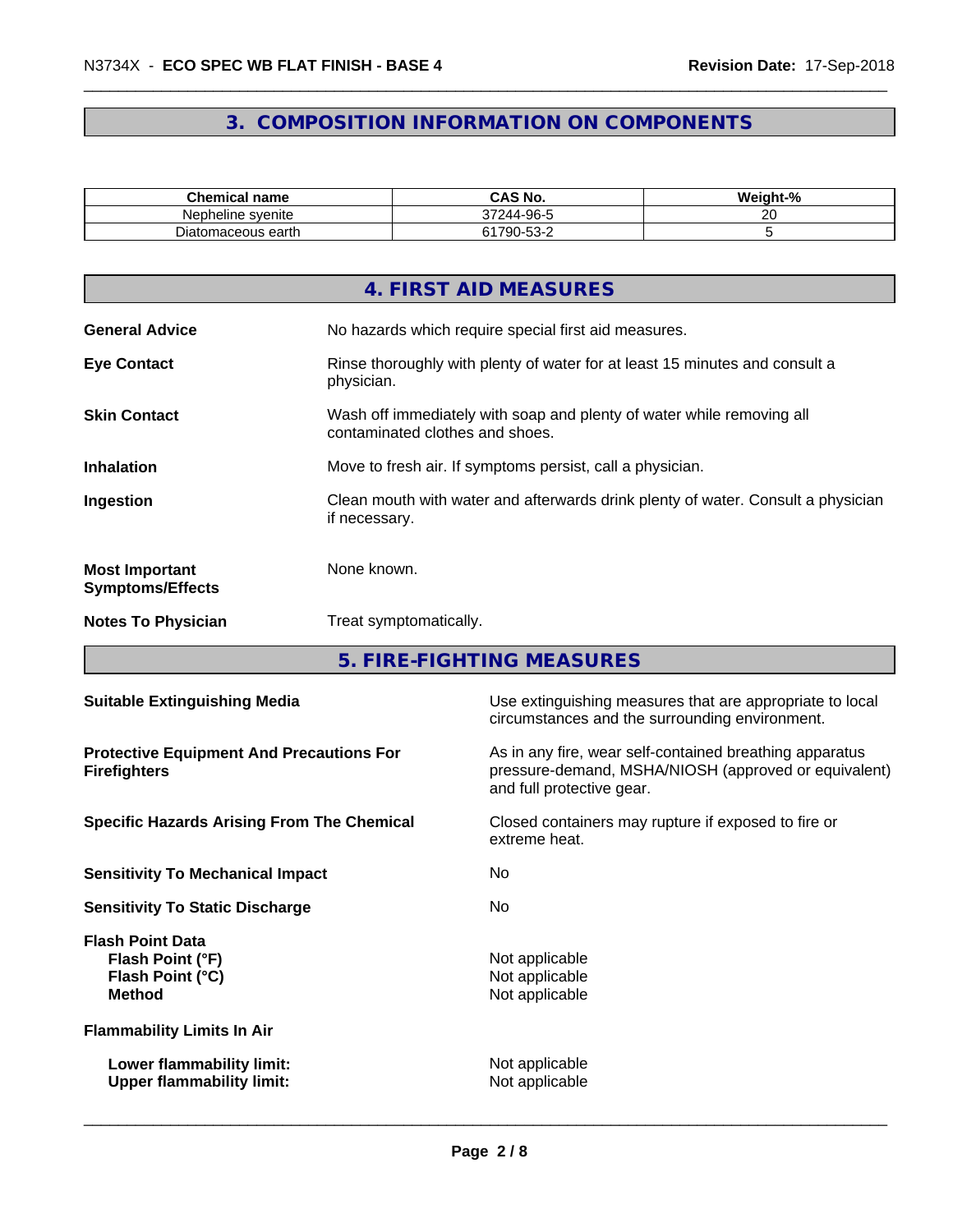## 3. COMPOSITION INFORMATION ON COMPONENTS

| Chemical name | CAS No. | Weight-% |
|---|---|---|
| Nepheline syenite | 37244-96-5 | 20 |
| Diatomaceous earth | 61790-53-2 | 5 |

## 4. FIRST AID MEASURES

**General Advice** No hazards which require special first aid measures.

**Eye Contact** Rinse thoroughly with plenty of water for at least 15 minutes and consult a physician.

**Skin Contact** Wash off immediately with soap and plenty of water while removing all contaminated clothes and shoes.

**Inhalation** Move to fresh air. If symptoms persist, call a physician.

**Ingestion** Clean mouth with water and afterwards drink plenty of water. Consult a physician if necessary.

**Most Important Symptoms/Effects** None known.

**Notes To Physician** Treat symptomatically.

## 5. FIRE-FIGHTING MEASURES

**Suitable Extinguishing Media** Use extinguishing measures that are appropriate to local circumstances and the surrounding environment.

**Protective Equipment And Precautions For Firefighters** As in any fire, wear self-contained breathing apparatus pressure-demand, MSHA/NIOSH (approved or equivalent) and full protective gear.

**Specific Hazards Arising From The Chemical** Closed containers may rupture if exposed to fire or extreme heat.

**Sensitivity To Mechanical Impact** No

**Sensitivity To Static Discharge** No

**Flash Point Data**
**Flash Point (°F)** Not applicable
**Flash Point (°C)** Not applicable
**Method** Not applicable

**Flammability Limits In Air**

**Lower flammability limit:** Not applicable
**Upper flammability limit:** Not applicable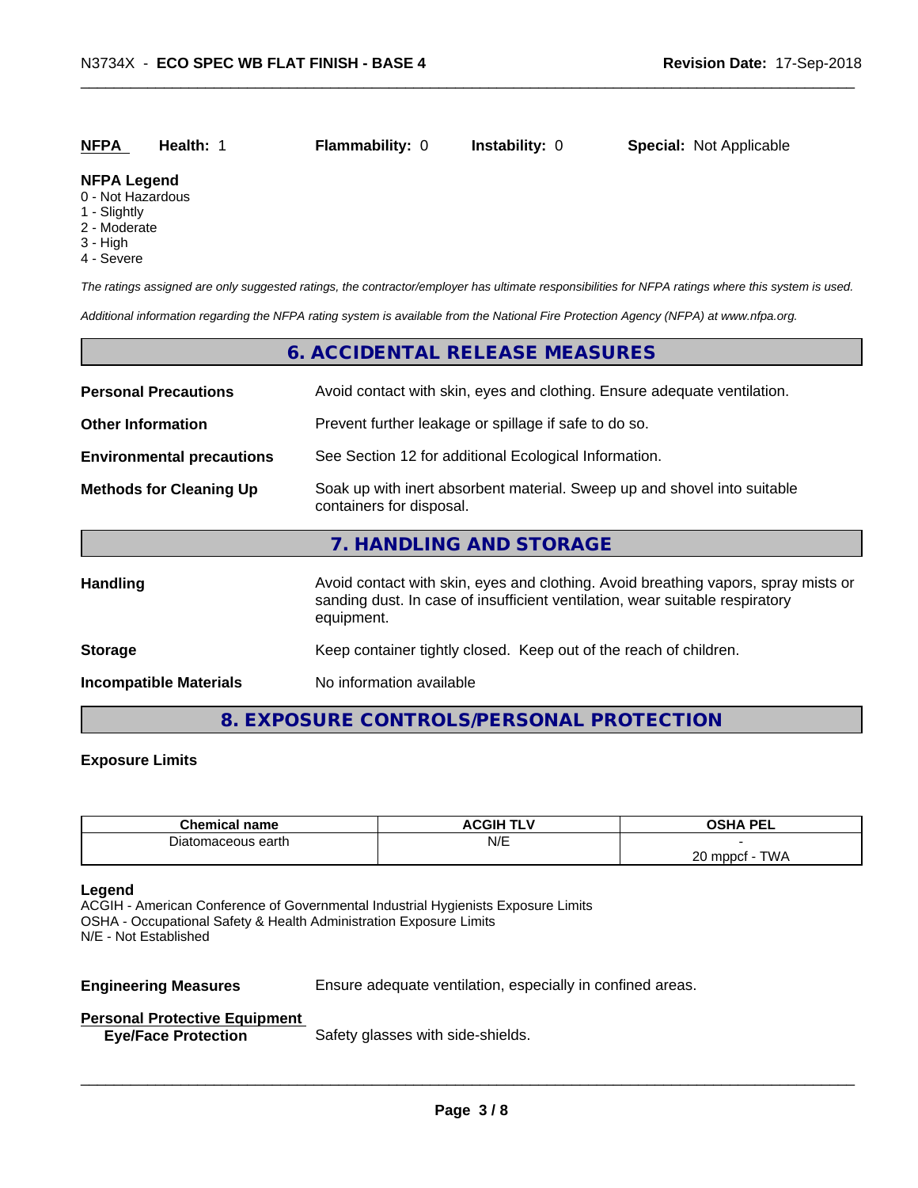| **NFPA** | **Health:** 1 | **Flammability:** 0 | **Instability:** 0 | **Special:** Not Applicable |
|---|---|---|---|---|

**NFPA Legend**
0 - Not Hazardous
1 - Slightly
2 - Moderate
3 - High
4 - Severe

*The ratings assigned are only suggested ratings, the contractor/employer has ultimate responsibilities for NFPA ratings where this system is used.*

*Additional information regarding the NFPA rating system is available from the National Fire Protection Agency (NFPA) at www.nfpa.org.*

## 6. ACCIDENTAL RELEASE MEASURES

**Personal Precautions** Avoid contact with skin, eyes and clothing. Ensure adequate ventilation.

**Other Information** Prevent further leakage or spillage if safe to do so.

**Environmental precautions** See Section 12 for additional Ecological Information.

**Methods for Cleaning Up** Soak up with inert absorbent material. Sweep up and shovel into suitable containers for disposal.

## 7. HANDLING AND STORAGE

**Handling** Avoid contact with skin, eyes and clothing. Avoid breathing vapors, spray mists or sanding dust. In case of insufficient ventilation, wear suitable respiratory equipment.

**Storage** Keep container tightly closed. Keep out of the reach of children.

**Incompatible Materials** No information available

## 8. EXPOSURE CONTROLS/PERSONAL PROTECTION

**Exposure Limits**

| Chemical name | ACGIH TLV | OSHA PEL |
|---|---|---|
| Diatomaceous earth | N/E | - <br> 20 mppcf - TWA |

**Legend**
ACGIH - American Conference of Governmental Industrial Hygienists Exposure Limits
OSHA - Occupational Safety & Health Administration Exposure Limits
N/E - Not Established

**Engineering Measures** Ensure adequate ventilation, especially in confined areas.

**Personal Protective Equipment**
**Eye/Face Protection** Safety glasses with side-shields.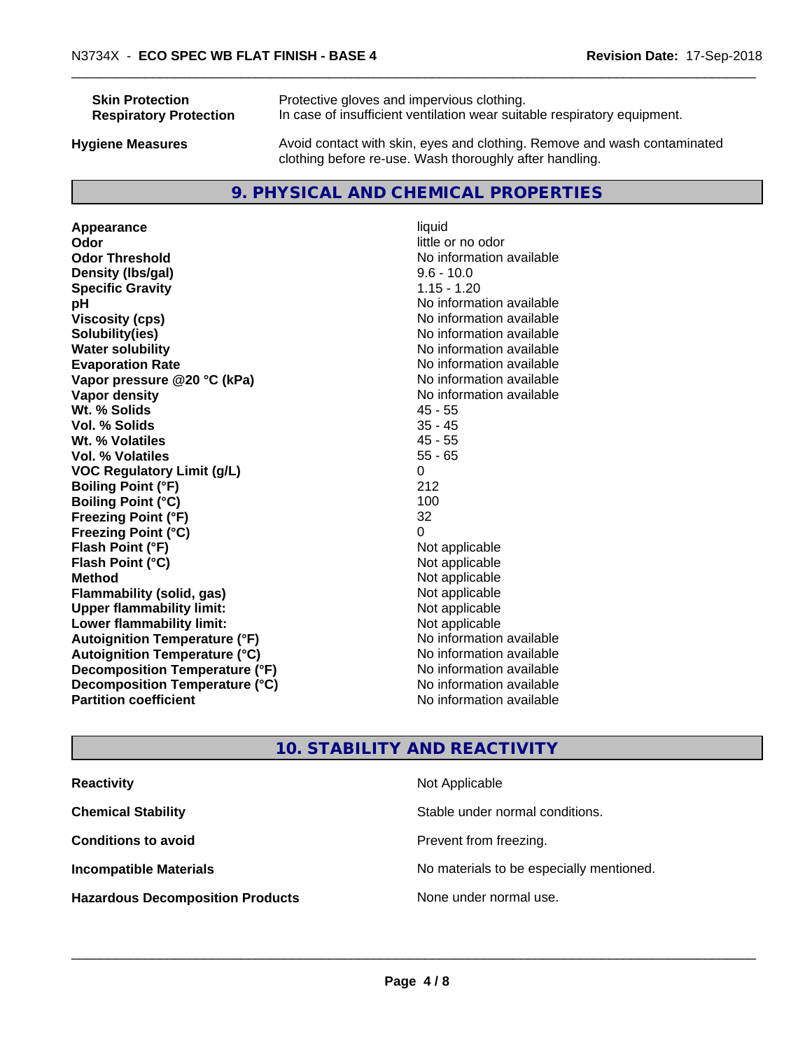| | |
|---|---|
| **Skin Protection** | Protective gloves and impervious clothing. |
| **Respiratory Protection** | In case of insufficient ventilation wear suitable respiratory equipment. |
| **Hygiene Measures** | Avoid contact with skin, eyes and clothing. Remove and wash contaminated clothing before re-use. Wash thoroughly after handling. |

## 9. PHYSICAL AND CHEMICAL PROPERTIES

| | |
|---|---|
| **Appearance** | liquid |
| **Odor** | little or no odor |
| **Odor Threshold** | No information available |
| **Density (lbs/gal)** | 9.6 - 10.0 |
| **Specific Gravity** | 1.15 - 1.20 |
| **pH** | No information available |
| **Viscosity (cps)** | No information available |
| **Solubility(ies)** | No information available |
| **Water solubility** | No information available |
| **Evaporation Rate** | No information available |
| **Vapor pressure @20 °C (kPa)** | No information available |
| **Vapor density** | No information available |
| **Wt. % Solids** | 45 - 55 |
| **Vol. % Solids** | 35 - 45 |
| **Wt. % Volatiles** | 45 - 55 |
| **Vol. % Volatiles** | 55 - 65 |
| **VOC Regulatory Limit (g/L)** | 0 |
| **Boiling Point (°F)** | 212 |
| **Boiling Point (°C)** | 100 |
| **Freezing Point (°F)** | 32 |
| **Freezing Point (°C)** | 0 |
| **Flash Point (°F)** | Not applicable |
| **Flash Point (°C)** | Not applicable |
| **Method** | Not applicable |
| **Flammability (solid, gas)** | Not applicable |
| **Upper flammability limit:** | Not applicable |
| **Lower flammability limit:** | Not applicable |
| **Autoignition Temperature (°F)** | No information available |
| **Autoignition Temperature (°C)** | No information available |
| **Decomposition Temperature (°F)** | No information available |
| **Decomposition Temperature (°C)** | No information available |
| **Partition coefficient** | No information available |

## 10. STABILITY AND REACTIVITY

| | |
|---|---|
| **Reactivity** | Not Applicable |
| **Chemical Stability** | Stable under normal conditions. |
| **Conditions to avoid** | Prevent from freezing. |
| **Incompatible Materials** | No materials to be especially mentioned. |
| **Hazardous Decomposition Products** | None under normal use. |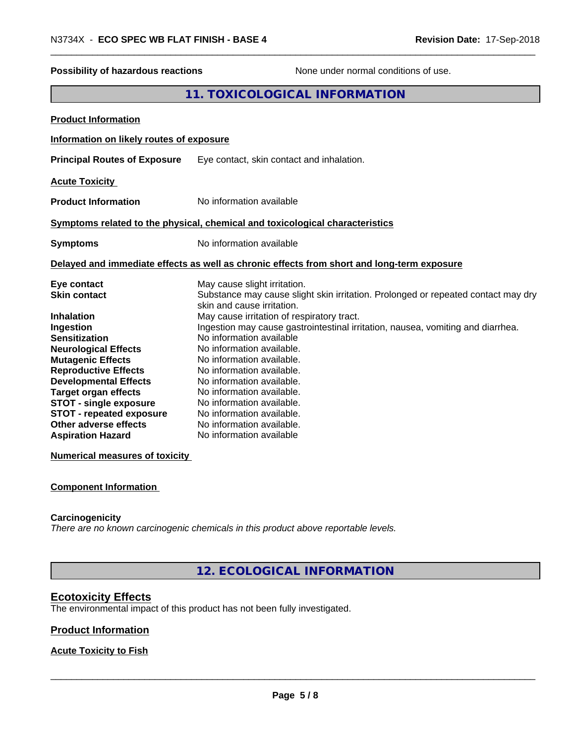| **Possibility of hazardous reactions** | None under normal conditions of use. |
|---|---|

## 11. TOXICOLOGICAL INFORMATION

**Product Information**

**Information on likely routes of exposure**

**Principal Routes of Exposure** Eye contact, skin contact and inhalation.

**Acute Toxicity**

**Product Information** No information available

**Symptoms related to the physical, chemical and toxicological characteristics**

**Symptoms** No information available

**Delayed and immediate effects as well as chronic effects from short and long-term exposure**

| | |
|---|---|
| **Eye contact** | May cause slight irritation. |
| **Skin contact** | Substance may cause slight skin irritation. Prolonged or repeated contact may dry skin and cause irritation. |
| **Inhalation** | May cause irritation of respiratory tract. |
| **Ingestion** | Ingestion may cause gastrointestinal irritation, nausea, vomiting and diarrhea. |
| **Sensitization** | No information available |
| **Neurological Effects** | No information available. |
| **Mutagenic Effects** | No information available. |
| **Reproductive Effects** | No information available. |
| **Developmental Effects** | No information available. |
| **Target organ effects** | No information available. |
| **STOT - single exposure** | No information available. |
| **STOT - repeated exposure** | No information available. |
| **Other adverse effects** | No information available. |
| **Aspiration Hazard** | No information available |

**Numerical measures of toxicity**

**Component Information**

**Carcinogenicity**
*There are no known carcinogenic chemicals in this product above reportable levels.*

## 12. ECOLOGICAL INFORMATION

### Ecotoxicity Effects
The environmental impact of this product has not been fully investigated.

**Product Information**

**Acute Toxicity to Fish**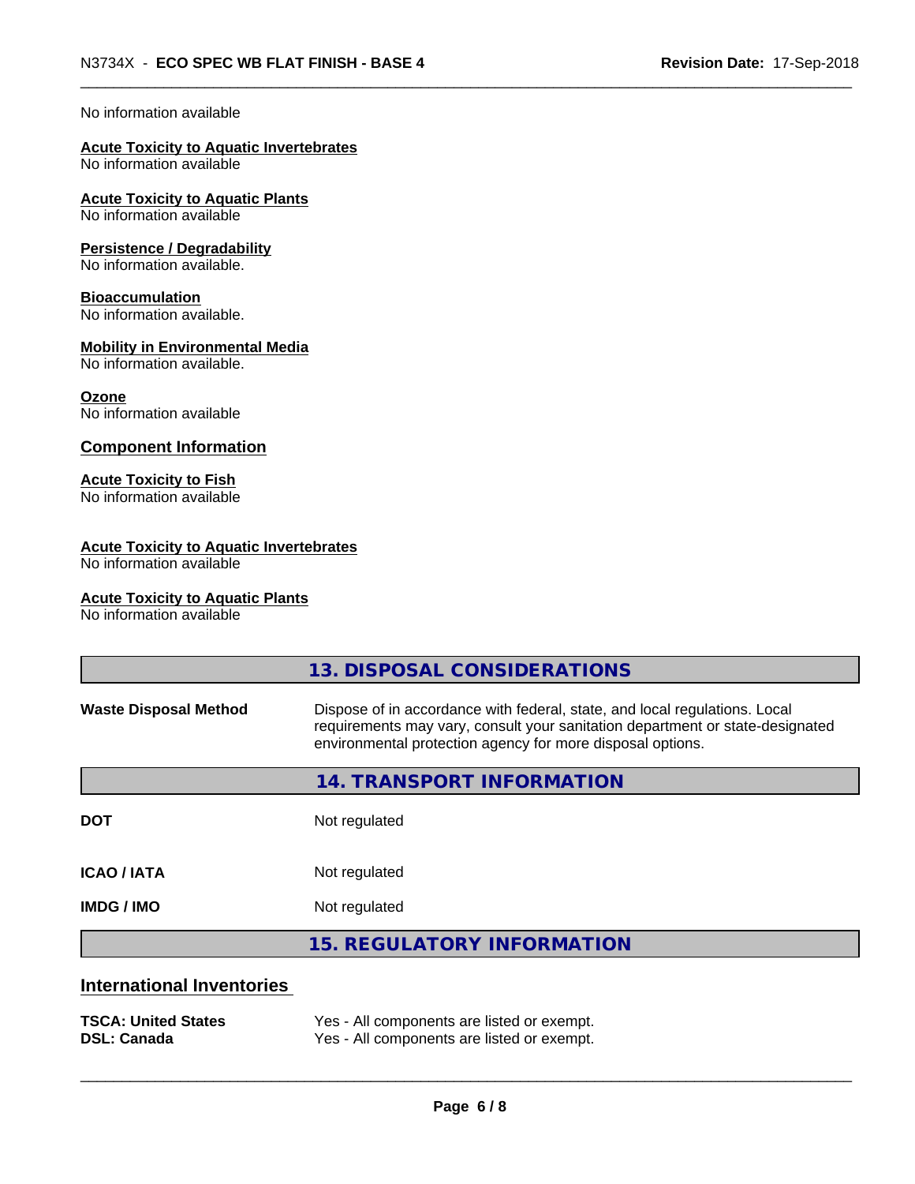No information available

**Acute Toxicity to Aquatic Invertebrates**
No information available

**Acute Toxicity to Aquatic Plants**
No information available

**Persistence / Degradability**
No information available.

**Bioaccumulation**
No information available.

**Mobility in Environmental Media**
No information available.

**Ozone**
No information available

## Component Information

**Acute Toxicity to Fish**
No information available

**Acute Toxicity to Aquatic Invertebrates**
No information available

**Acute Toxicity to Aquatic Plants**
No information available

## 13. DISPOSAL CONSIDERATIONS

**Waste Disposal Method** — Dispose of in accordance with federal, state, and local regulations. Local requirements may vary, consult your sanitation department or state-designated environmental protection agency for more disposal options.

## 14. TRANSPORT INFORMATION

| | |
|---|---|
| **DOT** | Not regulated |
| **ICAO / IATA** | Not regulated |
| **IMDG / IMO** | Not regulated |

## 15. REGULATORY INFORMATION

### International Inventories

| | |
|---|---|
| **TSCA: United States** | Yes - All components are listed or exempt. |
| **DSL: Canada** | Yes - All components are listed or exempt. |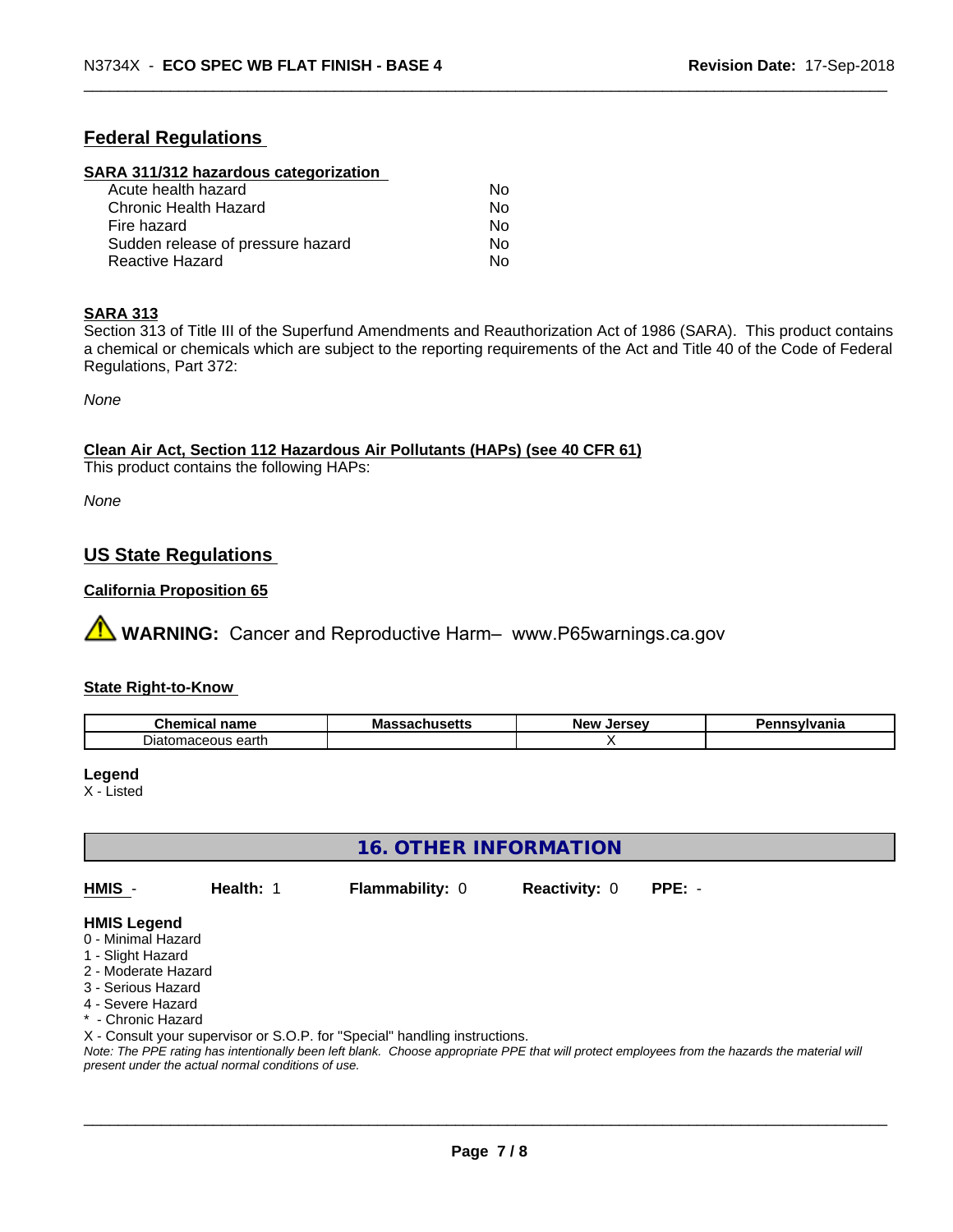## Federal Regulations

### SARA 311/312 hazardous categorization

| | |
|---|---|
| Acute health hazard | No |
| Chronic Health Hazard | No |
| Fire hazard | No |
| Sudden release of pressure hazard | No |
| Reactive Hazard | No |

### SARA 313

Section 313 of Title III of the Superfund Amendments and Reauthorization Act of 1986 (SARA). This product contains a chemical or chemicals which are subject to the reporting requirements of the Act and Title 40 of the Code of Federal Regulations, Part 372:

*None*

### Clean Air Act, Section 112 Hazardous Air Pollutants (HAPs) (see 40 CFR 61)

This product contains the following HAPs:

*None*

## US State Regulations

### California Proposition 65

**WARNING:** Cancer and Reproductive Harm– www.P65warnings.ca.gov

### State Right-to-Know

| Chemical name | Massachusetts | New Jersey | Pennsylvania |
|---|---|---|---|
| Diatomaceous earth | | X | |

**Legend**

X - Listed

## 16. OTHER INFORMATION

**HMIS** - **Health:** 1 **Flammability:** 0 **Reactivity:** 0 **PPE:** -

**HMIS Legend**

0 - Minimal Hazard
1 - Slight Hazard
2 - Moderate Hazard
3 - Serious Hazard
4 - Severe Hazard
* - Chronic Hazard
X - Consult your supervisor or S.O.P. for "Special" handling instructions.

*Note: The PPE rating has intentionally been left blank. Choose appropriate PPE that will protect employees from the hazards the material will present under the actual normal conditions of use.*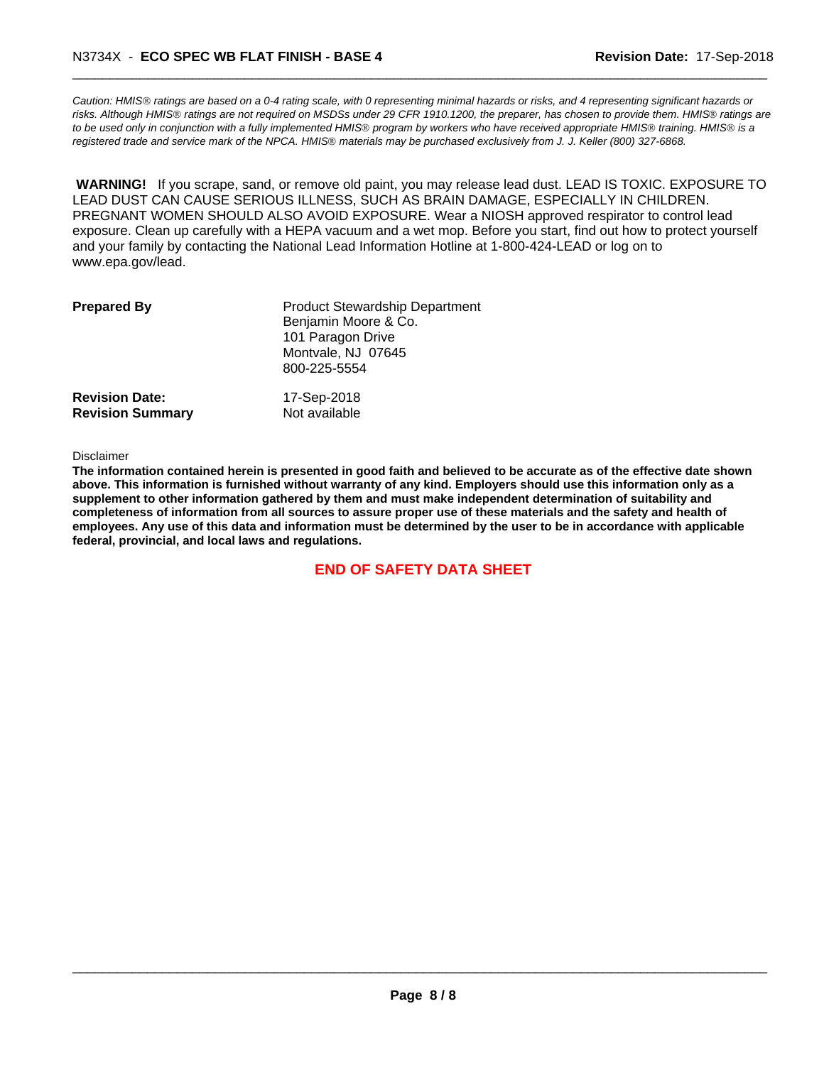*Caution: HMIS® ratings are based on a 0-4 rating scale, with 0 representing minimal hazards or risks, and 4 representing significant hazards or risks. Although HMIS® ratings are not required on MSDSs under 29 CFR 1910.1200, the preparer, has chosen to provide them. HMIS® ratings are to be used only in conjunction with a fully implemented HMIS® program by workers who have received appropriate HMIS® training. HMIS® is a registered trade and service mark of the NPCA. HMIS® materials may be purchased exclusively from J. J. Keller (800) 327-6868.*

**WARNING!** If you scrape, sand, or remove old paint, you may release lead dust. LEAD IS TOXIC. EXPOSURE TO LEAD DUST CAN CAUSE SERIOUS ILLNESS, SUCH AS BRAIN DAMAGE, ESPECIALLY IN CHILDREN. PREGNANT WOMEN SHOULD ALSO AVOID EXPOSURE. Wear a NIOSH approved respirator to control lead exposure. Clean up carefully with a HEPA vacuum and a wet mop. Before you start, find out how to protect yourself and your family by contacting the National Lead Information Hotline at 1-800-424-LEAD or log on to www.epa.gov/lead.

| | |
|---|---|
| **Prepared By** | Product Stewardship Department<br>Benjamin Moore & Co.<br>101 Paragon Drive<br>Montvale, NJ 07645<br>800-225-5554 |
| **Revision Date:** | 17-Sep-2018 |
| **Revision Summary** | Not available |

Disclaimer

**The information contained herein is presented in good faith and believed to be accurate as of the effective date shown above. This information is furnished without warranty of any kind. Employers should use this information only as a supplement to other information gathered by them and must make independent determination of suitability and completeness of information from all sources to assure proper use of these materials and the safety and health of employees. Any use of this data and information must be determined by the user to be in accordance with applicable federal, provincial, and local laws and regulations.**

**END OF SAFETY DATA SHEET**